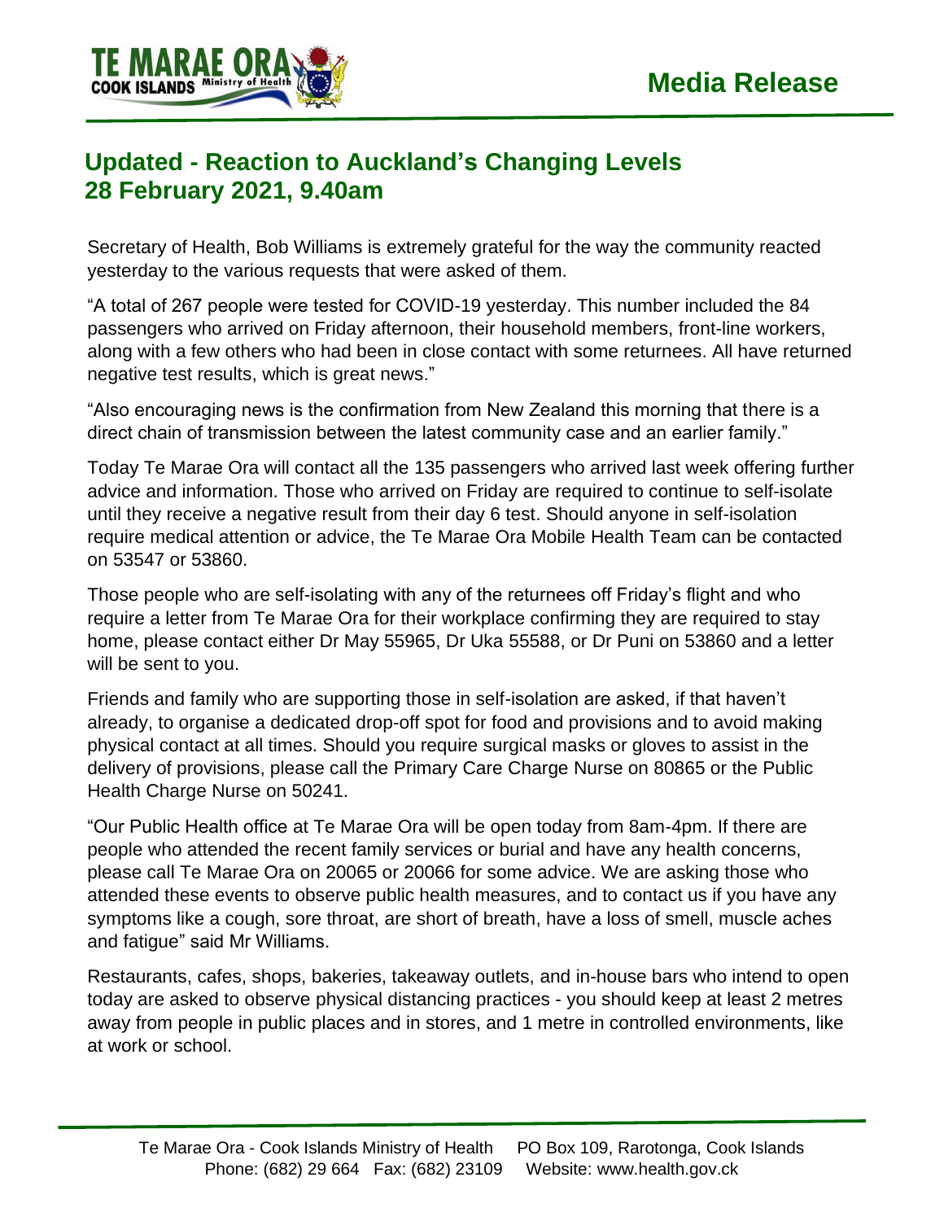**TE MARAE ORA**
**COOK ISLANDS** Ministry of Health

# Media Release

## Updated - Reaction to Auckland's Changing Levels
## 28 February 2021, 9.40am

Secretary of Health, Bob Williams is extremely grateful for the way the community reacted yesterday to the various requests that were asked of them.

"A total of 267 people were tested for COVID-19 yesterday. This number included the 84 passengers who arrived on Friday afternoon, their household members, front-line workers, along with a few others who had been in close contact with some returnees. All have returned negative test results, which is great news."

"Also encouraging news is the confirmation from New Zealand this morning that there is a direct chain of transmission between the latest community case and an earlier family."

Today Te Marae Ora will contact all the 135 passengers who arrived last week offering further advice and information. Those who arrived on Friday are required to continue to self-isolate until they receive a negative result from their day 6 test. Should anyone in self-isolation require medical attention or advice, the Te Marae Ora Mobile Health Team can be contacted on 53547 or 53860.

Those people who are self-isolating with any of the returnees off Friday's flight and who require a letter from Te Marae Ora for their workplace confirming they are required to stay home, please contact either Dr May 55965, Dr Uka 55588, or Dr Puni on 53860 and a letter will be sent to you.

Friends and family who are supporting those in self-isolation are asked, if that haven't already, to organise a dedicated drop-off spot for food and provisions and to avoid making physical contact at all times. Should you require surgical masks or gloves to assist in the delivery of provisions, please call the Primary Care Charge Nurse on 80865 or the Public Health Charge Nurse on 50241.

"Our Public Health office at Te Marae Ora will be open today from 8am-4pm. If there are people who attended the recent family services or burial and have any health concerns, please call Te Marae Ora on 20065 or 20066 for some advice. We are asking those who attended these events to observe public health measures, and to contact us if you have any symptoms like a cough, sore throat, are short of breath, have a loss of smell, muscle aches and fatigue" said Mr Williams.

Restaurants, cafes, shops, bakeries, takeaway outlets, and in-house bars who intend to open today are asked to observe physical distancing practices - you should keep at least 2 metres away from people in public places and in stores, and 1 metre in controlled environments, like at work or school.

Te Marae Ora - Cook Islands Ministry of Health PO Box 109, Rarotonga, Cook Islands
Phone: (682) 29 664 Fax: (682) 23109 Website: www.health.gov.ck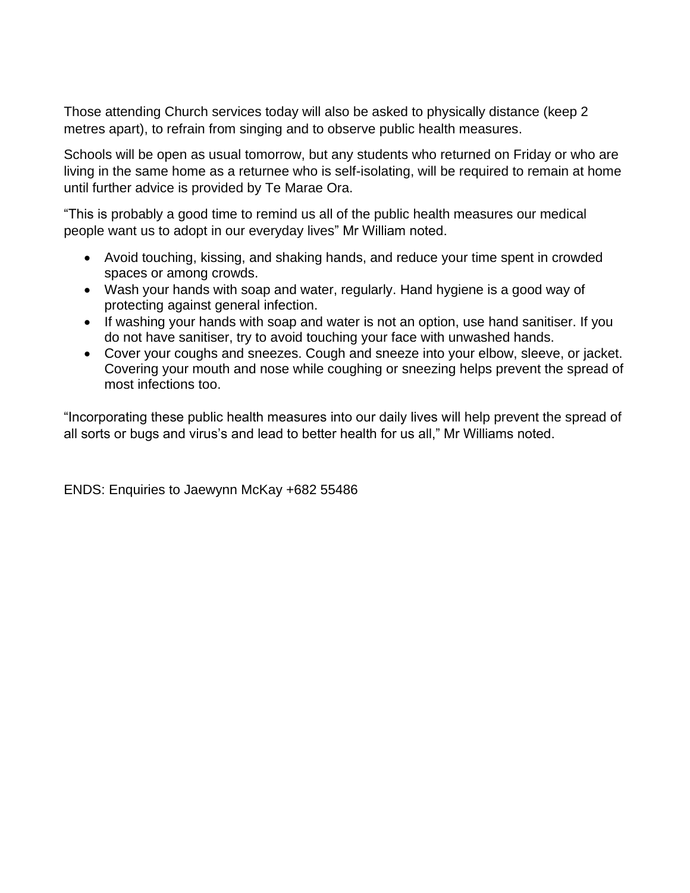Those attending Church services today will also be asked to physically distance (keep 2 metres apart), to refrain from singing and to observe public health measures.

Schools will be open as usual tomorrow, but any students who returned on Friday or who are living in the same home as a returnee who is self-isolating, will be required to remain at home until further advice is provided by Te Marae Ora.

“This is probably a good time to remind us all of the public health measures our medical people want us to adopt in our everyday lives” Mr William noted.

- Avoid touching, kissing, and shaking hands, and reduce your time spent in crowded spaces or among crowds.
- Wash your hands with soap and water, regularly. Hand hygiene is a good way of protecting against general infection.
- If washing your hands with soap and water is not an option, use hand sanitiser. If you do not have sanitiser, try to avoid touching your face with unwashed hands.
- Cover your coughs and sneezes. Cough and sneeze into your elbow, sleeve, or jacket. Covering your mouth and nose while coughing or sneezing helps prevent the spread of most infections too.

“Incorporating these public health measures into our daily lives will help prevent the spread of all sorts or bugs and virus’s and lead to better health for us all,” Mr Williams noted.

ENDS: Enquiries to Jaewynn McKay +682 55486